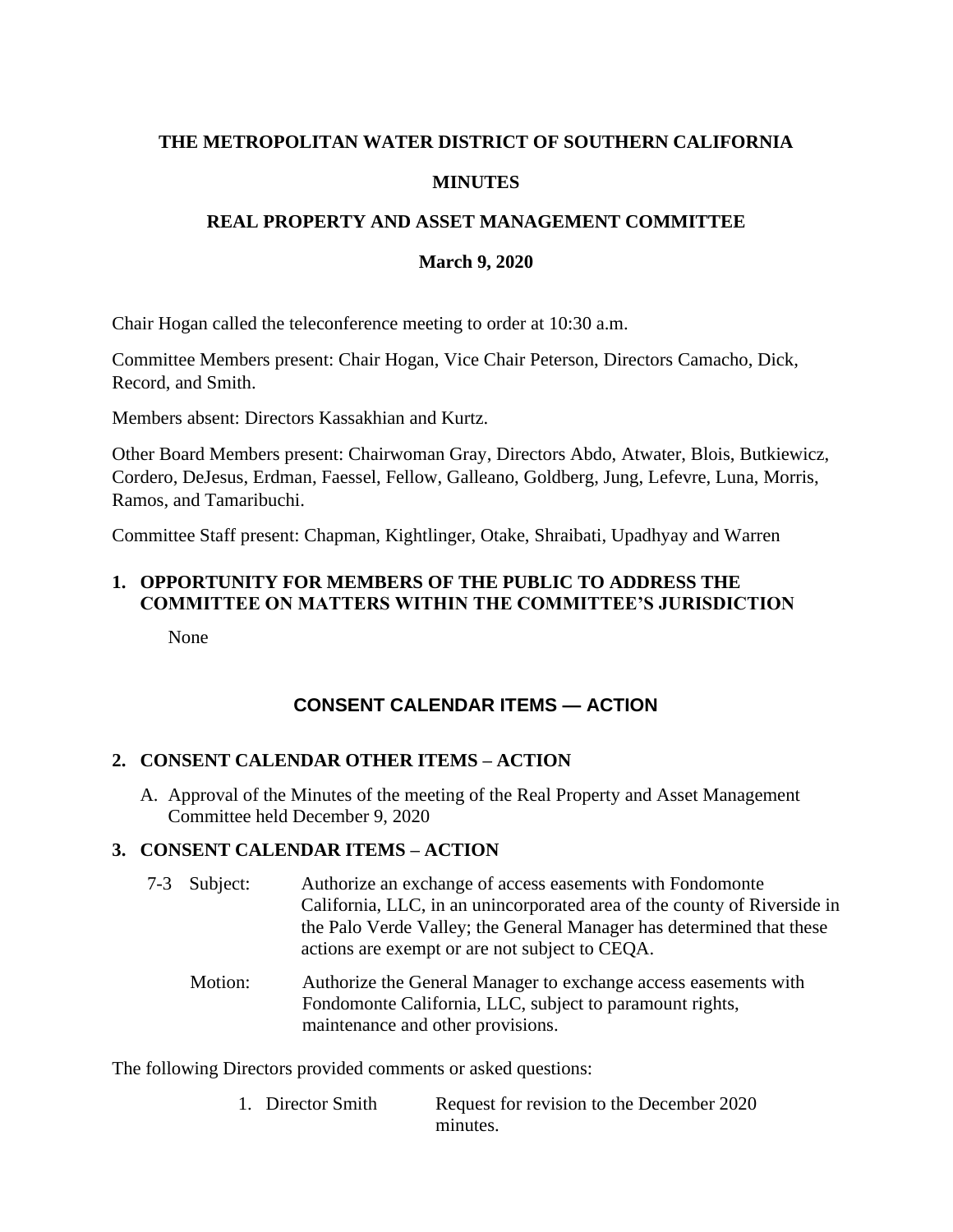**THE METROPOLITAN WATER DISTRICT OF SOUTHERN CALIFORNIA**

**MINUTES**

**REAL PROPERTY AND ASSET MANAGEMENT COMMITTEE**

**March 9, 2020**

Chair Hogan called the teleconference meeting to order at 10:30 a.m.

Committee Members present: Chair Hogan, Vice Chair Peterson, Directors Camacho, Dick, Record, and Smith.

Members absent: Directors Kassakhian and Kurtz.

Other Board Members present: Chairwoman Gray, Directors Abdo, Atwater, Blois, Butkiewicz, Cordero, DeJesus, Erdman, Faessel, Fellow, Galleano, Goldberg, Jung, Lefevre, Luna, Morris, Ramos, and Tamaribuchi.

Committee Staff present: Chapman, Kightlinger, Otake, Shraibati, Upadhyay and Warren

## 1. OPPORTUNITY FOR MEMBERS OF THE PUBLIC TO ADDRESS THE COMMITTEE ON MATTERS WITHIN THE COMMITTEE'S JURISDICTION

None

## CONSENT CALENDAR ITEMS — ACTION

## 2. CONSENT CALENDAR OTHER ITEMS – ACTION

A. Approval of the Minutes of the meeting of the Real Property and Asset Management Committee held December 9, 2020

## 3. CONSENT CALENDAR ITEMS – ACTION

7-3 Subject: Authorize an exchange of access easements with Fondomonte California, LLC, in an unincorporated area of the county of Riverside in the Palo Verde Valley; the General Manager has determined that these actions are exempt or are not subject to CEQA.

Motion: Authorize the General Manager to exchange access easements with Fondomonte California, LLC, subject to paramount rights, maintenance and other provisions.

The following Directors provided comments or asked questions:

1. Director Smith — Request for revision to the December 2020 minutes.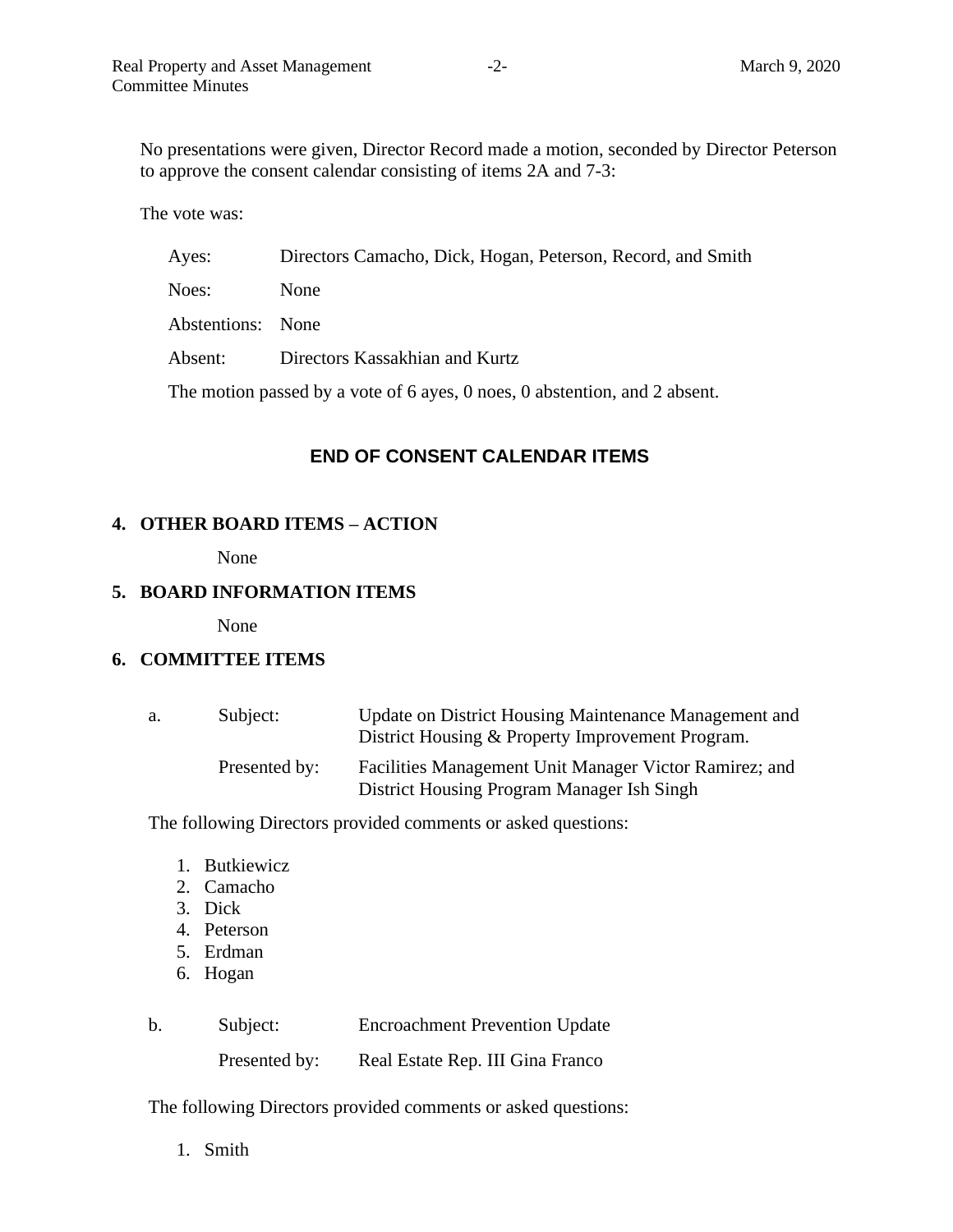No presentations were given, Director Record made a motion, seconded by Director Peterson to approve the consent calendar consisting of items 2A and 7-3:

The vote was:

| | |
|---|---|
| Ayes: | Directors Camacho, Dick, Hogan, Peterson, Record, and Smith |
| Noes: | None |
| Abstentions: | None |
| Absent: | Directors Kassakhian and Kurtz |

The motion passed by a vote of 6 ayes, 0 noes, 0 abstention, and 2 absent.

**END OF CONSENT CALENDAR ITEMS**

## 4. OTHER BOARD ITEMS – ACTION

None

## 5. BOARD INFORMATION ITEMS

None

## 6. COMMITTEE ITEMS

| | | |
|---|---|---|
| a. | Subject: | Update on District Housing Maintenance Management and District Housing & Property Improvement Program. |
| | Presented by: | Facilities Management Unit Manager Victor Ramirez; and District Housing Program Manager Ish Singh |

The following Directors provided comments or asked questions:

1. Butkiewicz
2. Camacho
3. Dick
4. Peterson
5. Erdman
6. Hogan

| | | |
|---|---|---|
| b. | Subject: | Encroachment Prevention Update |
| | Presented by: | Real Estate Rep. III Gina Franco |

The following Directors provided comments or asked questions:

1. Smith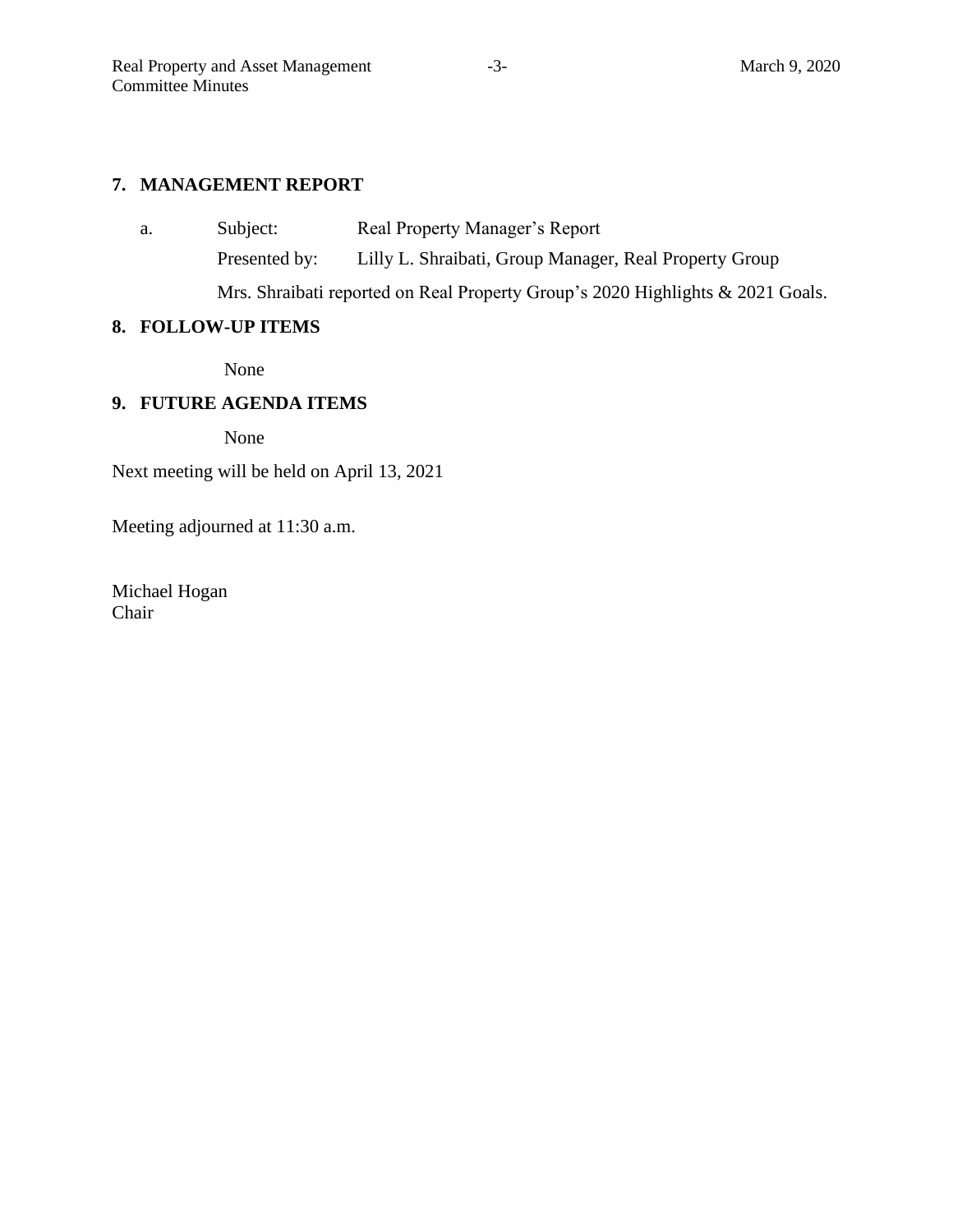## 7. MANAGEMENT REPORT

a. Subject: Real Property Manager's Report

Presented by: Lilly L. Shraibati, Group Manager, Real Property Group

Mrs. Shraibati reported on Real Property Group's 2020 Highlights & 2021 Goals.

## 8. FOLLOW-UP ITEMS

None

## 9. FUTURE AGENDA ITEMS

None

Next meeting will be held on April 13, 2021

Meeting adjourned at 11:30 a.m.

Michael Hogan
Chair